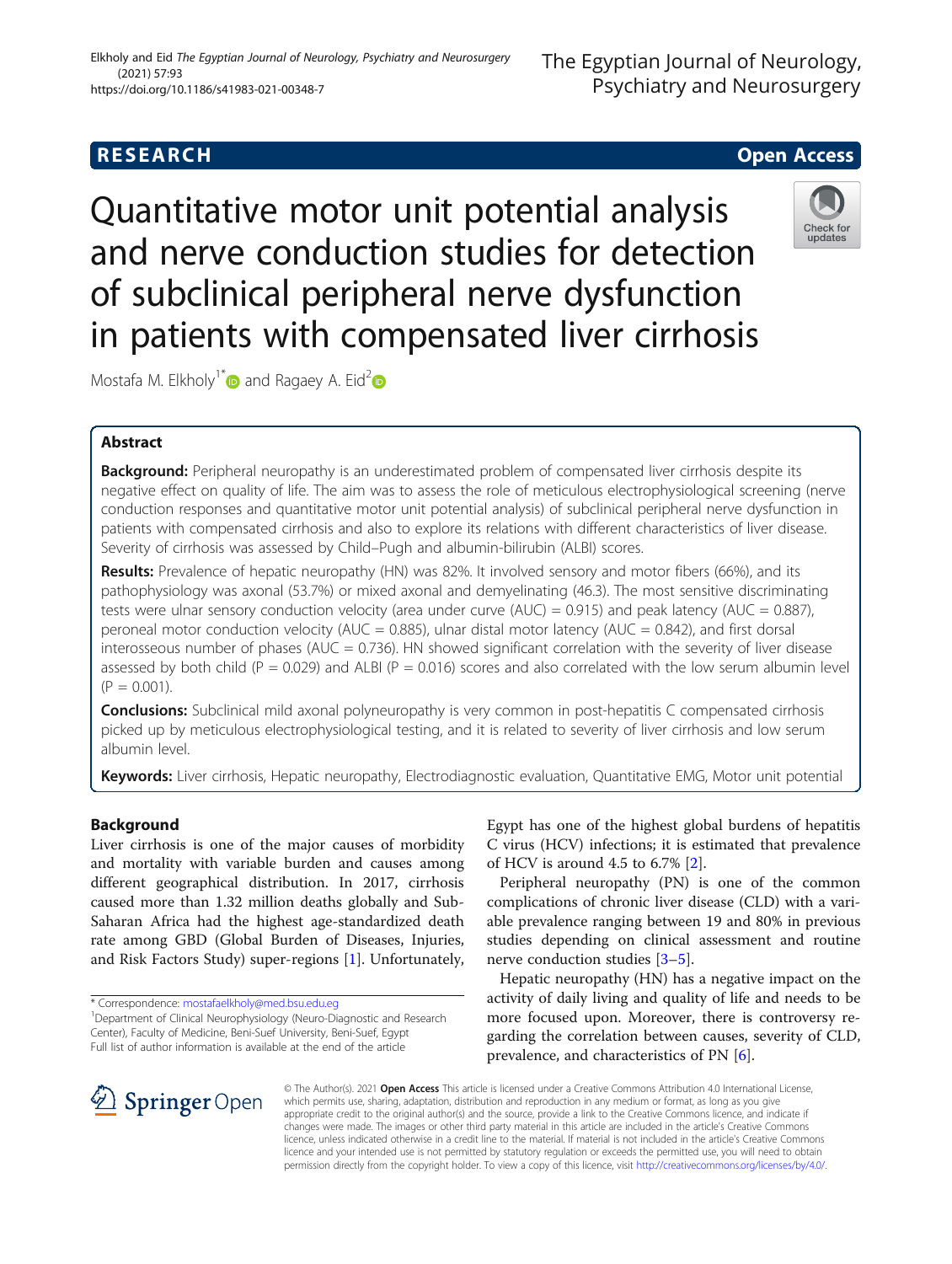RESEARCH

Open Access

# Quantitative motor unit potential analysis and nerve conduction studies for detection of subclinical peripheral nerve dysfunction in patients with compensated liver cirrhosis

Mostafa M. Elkholy[1*] and Ragaey A. Eid[2]

## Abstract

**Background:** Peripheral neuropathy is an underestimated problem of compensated liver cirrhosis despite its negative effect on quality of life. The aim was to assess the role of meticulous electrophysiological screening (nerve conduction responses and quantitative motor unit potential analysis) of subclinical peripheral nerve dysfunction in patients with compensated cirrhosis and also to explore its relations with different characteristics of liver disease. Severity of cirrhosis was assessed by Child–Pugh and albumin-bilirubin (ALBI) scores.

**Results:** Prevalence of hepatic neuropathy (HN) was 82%. It involved sensory and motor fibers (66%), and its pathophysiology was axonal (53.7%) or mixed axonal and demyelinating (46.3). The most sensitive discriminating tests were ulnar sensory conduction velocity (area under curve (AUC) = 0.915) and peak latency (AUC = 0.887), peroneal motor conduction velocity (AUC = 0.885), ulnar distal motor latency (AUC = 0.842), and first dorsal interosseous number of phases (AUC = 0.736). HN showed significant correlation with the severity of liver disease assessed by both child (P = 0.029) and ALBI (P = 0.016) scores and also correlated with the low serum albumin level (P = 0.001).

**Conclusions:** Subclinical mild axonal polyneuropathy is very common in post-hepatitis C compensated cirrhosis picked up by meticulous electrophysiological testing, and it is related to severity of liver cirrhosis and low serum albumin level.

**Keywords:** Liver cirrhosis, Hepatic neuropathy, Electrodiagnostic evaluation, Quantitative EMG, Motor unit potential

## Background

Liver cirrhosis is one of the major causes of morbidity and mortality with variable burden and causes among different geographical distribution. In 2017, cirrhosis caused more than 1.32 million deaths globally and Sub-Saharan Africa had the highest age-standardized death rate among GBD (Global Burden of Diseases, Injuries, and Risk Factors Study) super-regions [1]. Unfortunately, Egypt has one of the highest global burdens of hepatitis C virus (HCV) infections; it is estimated that prevalence of HCV is around 4.5 to 6.7% [2].

Peripheral neuropathy (PN) is one of the common complications of chronic liver disease (CLD) with a variable prevalence ranging between 19 and 80% in previous studies depending on clinical assessment and routine nerve conduction studies [3–5].

Hepatic neuropathy (HN) has a negative impact on the activity of daily living and quality of life and needs to be more focused upon. Moreover, there is controversy regarding the correlation between causes, severity of CLD, prevalence, and characteristics of PN [6].

* Correspondence: mostafaelkholy@med.bsu.edu.eg

[1]Department of Clinical Neurophysiology (Neuro-Diagnostic and Research Center), Faculty of Medicine, Beni-Suef University, Beni-Suef, Egypt

Full list of author information is available at the end of the article

© The Author(s). 2021 **Open Access** This article is licensed under a Creative Commons Attribution 4.0 International License, which permits use, sharing, adaptation, distribution and reproduction in any medium or format, as long as you give appropriate credit to the original author(s) and the source, provide a link to the Creative Commons licence, and indicate if changes were made. The images or other third party material in this article are included in the article's Creative Commons licence, unless indicated otherwise in a credit line to the material. If material is not included in the article's Creative Commons licence and your intended use is not permitted by statutory regulation or exceeds the permitted use, you will need to obtain permission directly from the copyright holder. To view a copy of this licence, visit http://creativecommons.org/licenses/by/4.0/.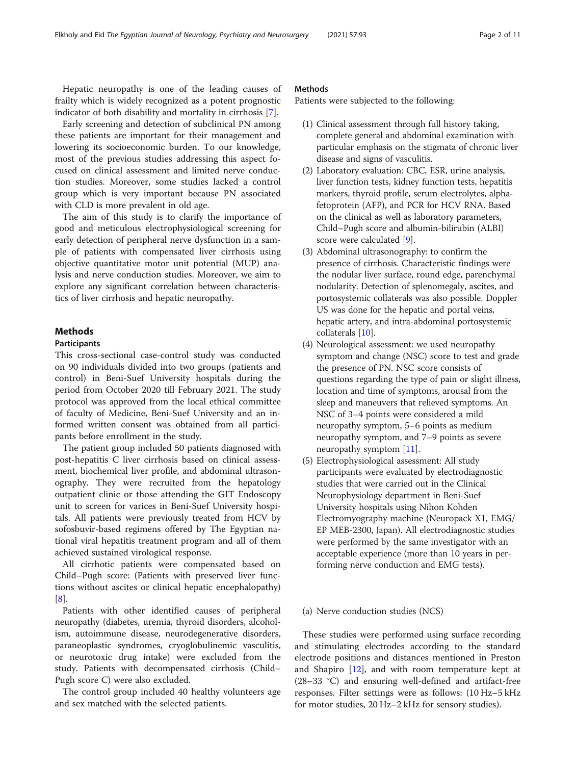Hepatic neuropathy is one of the leading causes of frailty which is widely recognized as a potent prognostic indicator of both disability and mortality in cirrhosis [7].

Early screening and detection of subclinical PN among these patients are important for their management and lowering its socioeconomic burden. To our knowledge, most of the previous studies addressing this aspect focused on clinical assessment and limited nerve conduction studies. Moreover, some studies lacked a control group which is very important because PN associated with CLD is more prevalent in old age.

The aim of this study is to clarify the importance of good and meticulous electrophysiological screening for early detection of peripheral nerve dysfunction in a sample of patients with compensated liver cirrhosis using objective quantitative motor unit potential (MUP) analysis and nerve conduction studies. Moreover, we aim to explore any significant correlation between characteristics of liver cirrhosis and hepatic neuropathy.

## Methods

### Participants

This cross-sectional case-control study was conducted on 90 individuals divided into two groups (patients and control) in Beni-Suef University hospitals during the period from October 2020 till February 2021. The study protocol was approved from the local ethical committee of faculty of Medicine, Beni-Suef University and an informed written consent was obtained from all participants before enrollment in the study.

The patient group included 50 patients diagnosed with post-hepatitis C liver cirrhosis based on clinical assessment, biochemical liver profile, and abdominal ultrasonography. They were recruited from the hepatology outpatient clinic or those attending the GIT Endoscopy unit to screen for varices in Beni-Suef University hospitals. All patients were previously treated from HCV by sofosbuvir-based regimens offered by The Egyptian national viral hepatitis treatment program and all of them achieved sustained virological response.

All cirrhotic patients were compensated based on Child–Pugh score: (Patients with preserved liver functions without ascites or clinical hepatic encephalopathy) [8].

Patients with other identified causes of peripheral neuropathy (diabetes, uremia, thyroid disorders, alcoholism, autoimmune disease, neurodegenerative disorders, paraneoplastic syndromes, cryoglobulinemic vasculitis, or neurotoxic drug intake) were excluded from the study. Patients with decompensated cirrhosis (Child–Pugh score C) were also excluded.

The control group included 40 healthy volunteers age and sex matched with the selected patients.

### Methods

Patients were subjected to the following:

(1) Clinical assessment through full history taking, complete general and abdominal examination with particular emphasis on the stigmata of chronic liver disease and signs of vasculitis.
(2) Laboratory evaluation: CBC, ESR, urine analysis, liver function tests, kidney function tests, hepatitis markers, thyroid profile, serum electrolytes, alpha-fetoprotein (AFP), and PCR for HCV RNA. Based on the clinical as well as laboratory parameters, Child–Pugh score and albumin-bilirubin (ALBI) score were calculated [9].
(3) Abdominal ultrasonography: to confirm the presence of cirrhosis. Characteristic findings were the nodular liver surface, round edge, parenchymal nodularity. Detection of splenomegaly, ascites, and portosystemic collaterals was also possible. Doppler US was done for the hepatic and portal veins, hepatic artery, and intra-abdominal portosystemic collaterals [10].
(4) Neurological assessment: we used neuropathy symptom and change (NSC) score to test and grade the presence of PN. NSC score consists of questions regarding the type of pain or slight illness, location and time of symptoms, arousal from the sleep and maneuvers that relieved symptoms. An NSC of 3–4 points were considered a mild neuropathy symptom, 5–6 points as medium neuropathy symptom, and 7–9 points as severe neuropathy symptom [11].
(5) Electrophysiological assessment: All study participants were evaluated by electrodiagnostic studies that were carried out in the Clinical Neurophysiology department in Beni-Suef University hospitals using Nihon Kohden Electromyography machine (Neuropack X1, EMG/EP MEB-2300, Japan). All electrodiagnostic studies were performed by the same investigator with an acceptable experience (more than 10 years in performing nerve conduction and EMG tests).

(a) Nerve conduction studies (NCS)

These studies were performed using surface recording and stimulating electrodes according to the standard electrode positions and distances mentioned in Preston and Shapiro [12], and with room temperature kept at (28–33 °C) and ensuring well-defined and artifact-free responses. Filter settings were as follows: (10 Hz–5 kHz for motor studies, 20 Hz–2 kHz for sensory studies).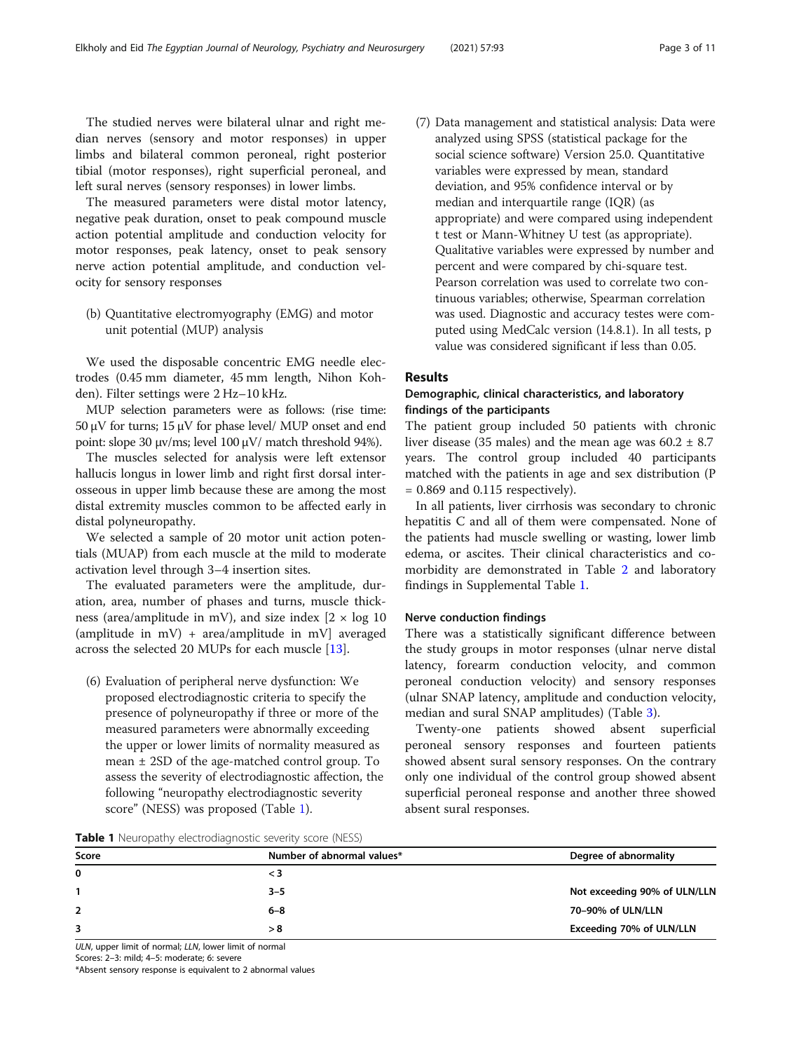The studied nerves were bilateral ulnar and right median nerves (sensory and motor responses) in upper limbs and bilateral common peroneal, right posterior tibial (motor responses), right superficial peroneal, and left sural nerves (sensory responses) in lower limbs.

The measured parameters were distal motor latency, negative peak duration, onset to peak compound muscle action potential amplitude and conduction velocity for motor responses, peak latency, onset to peak sensory nerve action potential amplitude, and conduction velocity for sensory responses

(b) Quantitative electromyography (EMG) and motor unit potential (MUP) analysis

We used the disposable concentric EMG needle electrodes (0.45 mm diameter, 45 mm length, Nihon Kohden). Filter settings were 2 Hz–10 kHz.

MUP selection parameters were as follows: (rise time: 50 μV for turns; 15 μV for phase level/ MUP onset and end point: slope 30 μv/ms; level 100 μV/ match threshold 94%).

The muscles selected for analysis were left extensor hallucis longus in lower limb and right first dorsal interosseous in upper limb because these are among the most distal extremity muscles common to be affected early in distal polyneuropathy.

We selected a sample of 20 motor unit action potentials (MUAP) from each muscle at the mild to moderate activation level through 3–4 insertion sites.

The evaluated parameters were the amplitude, duration, area, number of phases and turns, muscle thickness (area/amplitude in mV), and size index [2 × log 10 (amplitude in mV) + area/amplitude in mV] averaged across the selected 20 MUPs for each muscle [13].

(6) Evaluation of peripheral nerve dysfunction: We proposed electrodiagnostic criteria to specify the presence of polyneuropathy if three or more of the measured parameters were abnormally exceeding the upper or lower limits of normality measured as mean ± 2SD of the age-matched control group. To assess the severity of electrodiagnostic affection, the following "neuropathy electrodiagnostic severity score" (NESS) was proposed (Table 1).

(7) Data management and statistical analysis: Data were analyzed using SPSS (statistical package for the social science software) Version 25.0. Quantitative variables were expressed by mean, standard deviation, and 95% confidence interval or by median and interquartile range (IQR) (as appropriate) and were compared using independent t test or Mann-Whitney U test (as appropriate). Qualitative variables were expressed by number and percent and were compared by chi-square test. Pearson correlation was used to correlate two continuous variables; otherwise, Spearman correlation was used. Diagnostic and accuracy testes were computed using MedCalc version (14.8.1). In all tests, p value was considered significant if less than 0.05.

## Results

### Demographic, clinical characteristics, and laboratory findings of the participants

The patient group included 50 patients with chronic liver disease (35 males) and the mean age was 60.2 ± 8.7 years. The control group included 40 participants matched with the patients in age and sex distribution (P = 0.869 and 0.115 respectively).

In all patients, liver cirrhosis was secondary to chronic hepatitis C and all of them were compensated. None of the patients had muscle swelling or wasting, lower limb edema, or ascites. Their clinical characteristics and comorbidity are demonstrated in Table 2 and laboratory findings in Supplemental Table 1.

### Nerve conduction findings

There was a statistically significant difference between the study groups in motor responses (ulnar nerve distal latency, forearm conduction velocity, and common peroneal conduction velocity) and sensory responses (ulnar SNAP latency, amplitude and conduction velocity, median and sural SNAP amplitudes) (Table 3).

Twenty-one patients showed absent superficial peroneal sensory responses and fourteen patients showed absent sural sensory responses. On the contrary only one individual of the control group showed absent superficial peroneal response and another three showed absent sural responses.

**Table 1** Neuropathy electrodiagnostic severity score (NESS)

| Score | Number of abnormal values* | Degree of abnormality |
|---|---|---|
| 0 | < 3 | |
| 1 | 3–5 | Not exceeding 90% of ULN/LLN |
| 2 | 6–8 | 70–90% of ULN/LLN |
| 3 | > 8 | Exceeding 70% of ULN/LLN |

*ULN*, upper limit of normal; *LLN*, lower limit of normal

Scores: 2–3: mild; 4–5: moderate; 6: severe

*Absent sensory response is equivalent to 2 abnormal values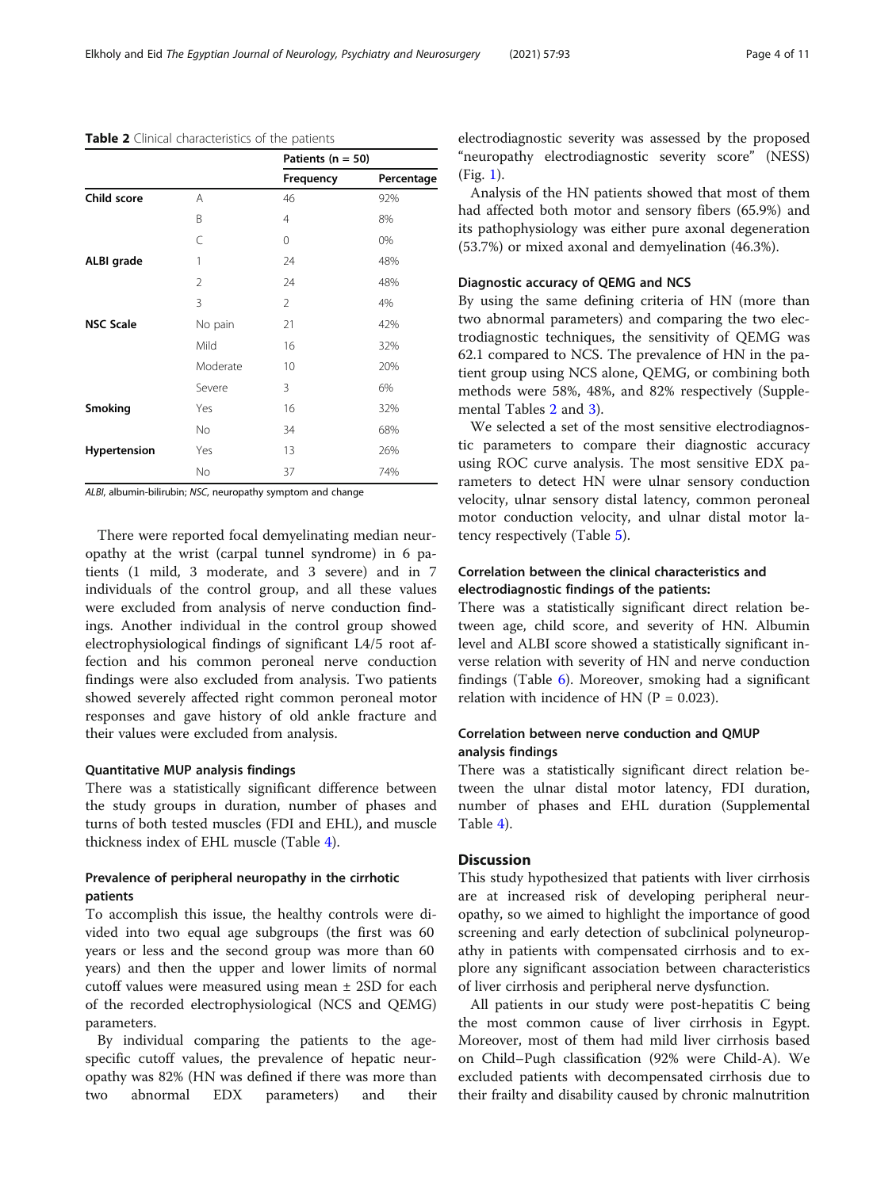**Table 2** Clinical characteristics of the patients

| | | Patients (n = 50) | |
|---|---|---|---|
| | | **Frequency** | **Percentage** |
| **Child score** | A | 46 | 92% |
| | B | 4 | 8% |
| | C | 0 | 0% |
| **ALBI grade** | 1 | 24 | 48% |
| | 2 | 24 | 48% |
| | 3 | 2 | 4% |
| **NSC Scale** | No pain | 21 | 42% |
| | Mild | 16 | 32% |
| | Moderate | 10 | 20% |
| | Severe | 3 | 6% |
| **Smoking** | Yes | 16 | 32% |
| | No | 34 | 68% |
| **Hypertension** | Yes | 13 | 26% |
| | No | 37 | 74% |

*ALBI*, albumin-bilirubin; *NSC*, neuropathy symptom and change

There were reported focal demyelinating median neuropathy at the wrist (carpal tunnel syndrome) in 6 patients (1 mild, 3 moderate, and 3 severe) and in 7 individuals of the control group, and all these values were excluded from analysis of nerve conduction findings. Another individual in the control group showed electrophysiological findings of significant L4/5 root affection and his common peroneal nerve conduction findings were also excluded from analysis. Two patients showed severely affected right common peroneal motor responses and gave history of old ankle fracture and their values were excluded from analysis.

#### Quantitative MUP analysis findings

There was a statistically significant difference between the study groups in duration, number of phases and turns of both tested muscles (FDI and EHL), and muscle thickness index of EHL muscle (Table 4).

#### Prevalence of peripheral neuropathy in the cirrhotic patients

To accomplish this issue, the healthy controls were divided into two equal age subgroups (the first was 60 years or less and the second group was more than 60 years) and then the upper and lower limits of normal cutoff values were measured using mean ± 2SD for each of the recorded electrophysiological (NCS and QEMG) parameters.

By individual comparing the patients to the age-specific cutoff values, the prevalence of hepatic neuropathy was 82% (HN was defined if there was more than two abnormal EDX parameters) and their electrodiagnostic severity was assessed by the proposed "neuropathy electrodiagnostic severity score" (NESS) (Fig. 1).

Analysis of the HN patients showed that most of them had affected both motor and sensory fibers (65.9%) and its pathophysiology was either pure axonal degeneration (53.7%) or mixed axonal and demyelination (46.3%).

#### Diagnostic accuracy of QEMG and NCS

By using the same defining criteria of HN (more than two abnormal parameters) and comparing the two electrodiagnostic techniques, the sensitivity of QEMG was 62.1 compared to NCS. The prevalence of HN in the patient group using NCS alone, QEMG, or combining both methods were 58%, 48%, and 82% respectively (Supplemental Tables 2 and 3).

We selected a set of the most sensitive electrodiagnostic parameters to compare their diagnostic accuracy using ROC curve analysis. The most sensitive EDX parameters to detect HN were ulnar sensory conduction velocity, ulnar sensory distal latency, common peroneal motor conduction velocity, and ulnar distal motor latency respectively (Table 5).

#### Correlation between the clinical characteristics and electrodiagnostic findings of the patients:

There was a statistically significant direct relation between age, child score, and severity of HN. Albumin level and ALBI score showed a statistically significant inverse relation with severity of HN and nerve conduction findings (Table 6). Moreover, smoking had a significant relation with incidence of HN ($P = 0.023$).

#### Correlation between nerve conduction and QMUP analysis findings

There was a statistically significant direct relation between the ulnar distal motor latency, FDI duration, number of phases and EHL duration (Supplemental Table 4).

## Discussion

This study hypothesized that patients with liver cirrhosis are at increased risk of developing peripheral neuropathy, so we aimed to highlight the importance of good screening and early detection of subclinical polyneuropathy in patients with compensated cirrhosis and to explore any significant association between characteristics of liver cirrhosis and peripheral nerve dysfunction.

All patients in our study were post-hepatitis C being the most common cause of liver cirrhosis in Egypt. Moreover, most of them had mild liver cirrhosis based on Child–Pugh classification (92% were Child-A). We excluded patients with decompensated cirrhosis due to their frailty and disability caused by chronic malnutrition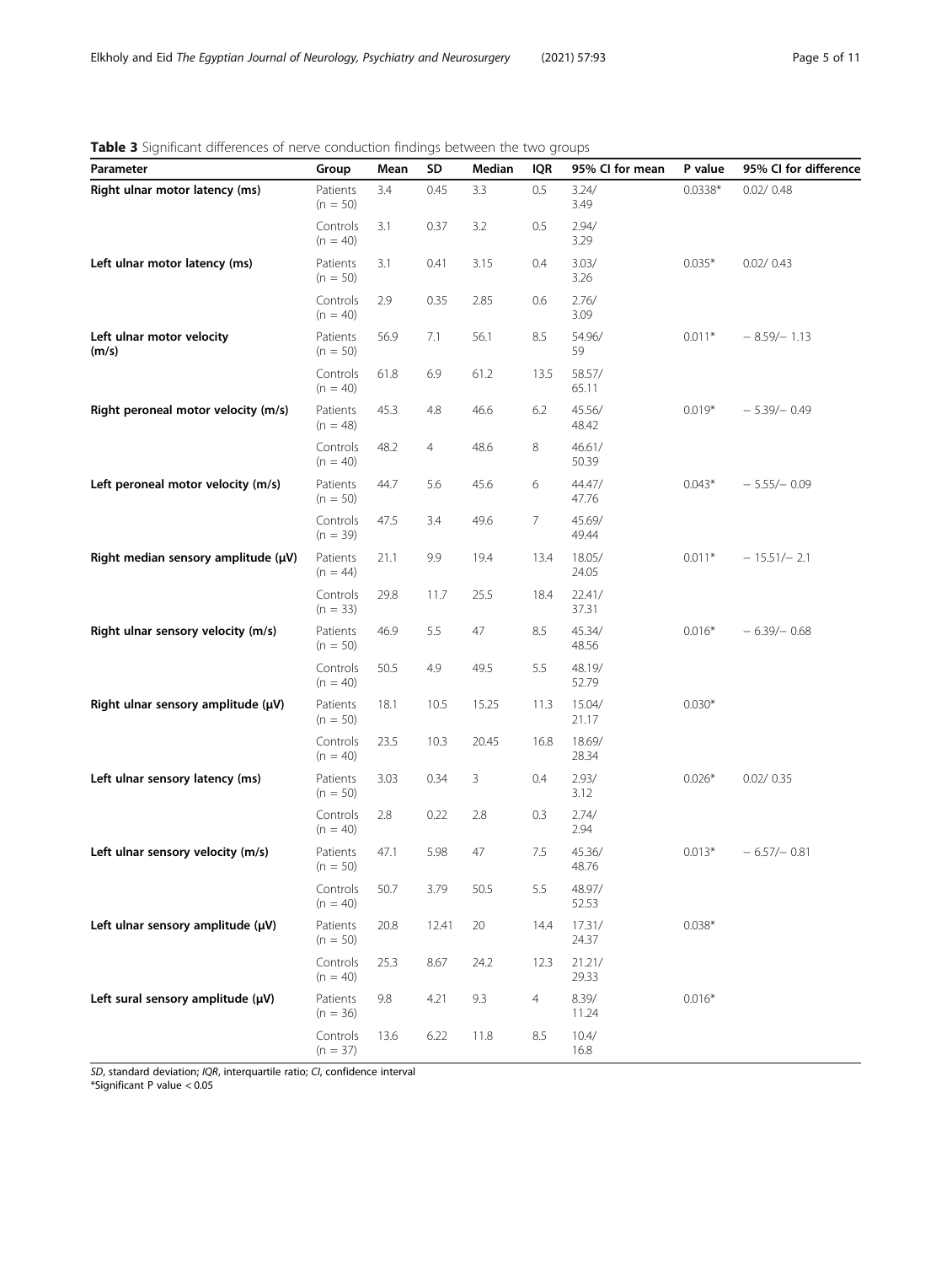**Table 3** Significant differences of nerve conduction findings between the two groups

| Parameter | Group | Mean | SD | Median | IQR | 95% CI for mean | P value | 95% CI for difference |
|---|---|---|---|---|---|---|---|---|
| **Right ulnar motor latency (ms)** | Patients (n = 50) | 3.4 | 0.45 | 3.3 | 0.5 | 3.24/ 3.49 | 0.0338* | 0.02/ 0.48 |
| | Controls (n = 40) | 3.1 | 0.37 | 3.2 | 0.5 | 2.94/ 3.29 | | |
| **Left ulnar motor latency (ms)** | Patients (n = 50) | 3.1 | 0.41 | 3.15 | 0.4 | 3.03/ 3.26 | 0.035* | 0.02/ 0.43 |
| | Controls (n = 40) | 2.9 | 0.35 | 2.85 | 0.6 | 2.76/ 3.09 | | |
| **Left ulnar motor velocity (m/s)** | Patients (n = 50) | 56.9 | 7.1 | 56.1 | 8.5 | 54.96/ 59 | 0.011* | − 8.59/− 1.13 |
| | Controls (n = 40) | 61.8 | 6.9 | 61.2 | 13.5 | 58.57/ 65.11 | | |
| **Right peroneal motor velocity (m/s)** | Patients (n = 48) | 45.3 | 4.8 | 46.6 | 6.2 | 45.56/ 48.42 | 0.019* | − 5.39/− 0.49 |
| | Controls (n = 40) | 48.2 | 4 | 48.6 | 8 | 46.61/ 50.39 | | |
| **Left peroneal motor velocity (m/s)** | Patients (n = 50) | 44.7 | 5.6 | 45.6 | 6 | 44.47/ 47.76 | 0.043* | − 5.55/− 0.09 |
| | Controls (n = 39) | 47.5 | 3.4 | 49.6 | 7 | 45.69/ 49.44 | | |
| **Right median sensory amplitude (μV)** | Patients (n = 44) | 21.1 | 9.9 | 19.4 | 13.4 | 18.05/ 24.05 | 0.011* | − 15.51/− 2.1 |
| | Controls (n = 33) | 29.8 | 11.7 | 25.5 | 18.4 | 22.41/ 37.31 | | |
| **Right ulnar sensory velocity (m/s)** | Patients (n = 50) | 46.9 | 5.5 | 47 | 8.5 | 45.34/ 48.56 | 0.016* | − 6.39/− 0.68 |
| | Controls (n = 40) | 50.5 | 4.9 | 49.5 | 5.5 | 48.19/ 52.79 | | |
| **Right ulnar sensory amplitude (μV)** | Patients (n = 50) | 18.1 | 10.5 | 15.25 | 11.3 | 15.04/ 21.17 | 0.030* | |
| | Controls (n = 40) | 23.5 | 10.3 | 20.45 | 16.8 | 18.69/ 28.34 | | |
| **Left ulnar sensory latency (ms)** | Patients (n = 50) | 3.03 | 0.34 | 3 | 0.4 | 2.93/ 3.12 | 0.026* | 0.02/ 0.35 |
| | Controls (n = 40) | 2.8 | 0.22 | 2.8 | 0.3 | 2.74/ 2.94 | | |
| **Left ulnar sensory velocity (m/s)** | Patients (n = 50) | 47.1 | 5.98 | 47 | 7.5 | 45.36/ 48.76 | 0.013* | − 6.57/− 0.81 |
| | Controls (n = 40) | 50.7 | 3.79 | 50.5 | 5.5 | 48.97/ 52.53 | | |
| **Left ulnar sensory amplitude (μV)** | Patients (n = 50) | 20.8 | 12.41 | 20 | 14.4 | 17.31/ 24.37 | 0.038* | |
| | Controls (n = 40) | 25.3 | 8.67 | 24.2 | 12.3 | 21.21/ 29.33 | | |
| **Left sural sensory amplitude (μV)** | Patients (n = 36) | 9.8 | 4.21 | 9.3 | 4 | 8.39/ 11.24 | 0.016* | |
| | Controls (n = 37) | 13.6 | 6.22 | 11.8 | 8.5 | 10.4/ 16.8 | | |

*SD*, standard deviation; *IQR*, interquartile ratio; *CI*, confidence interval
*Significant P value < 0.05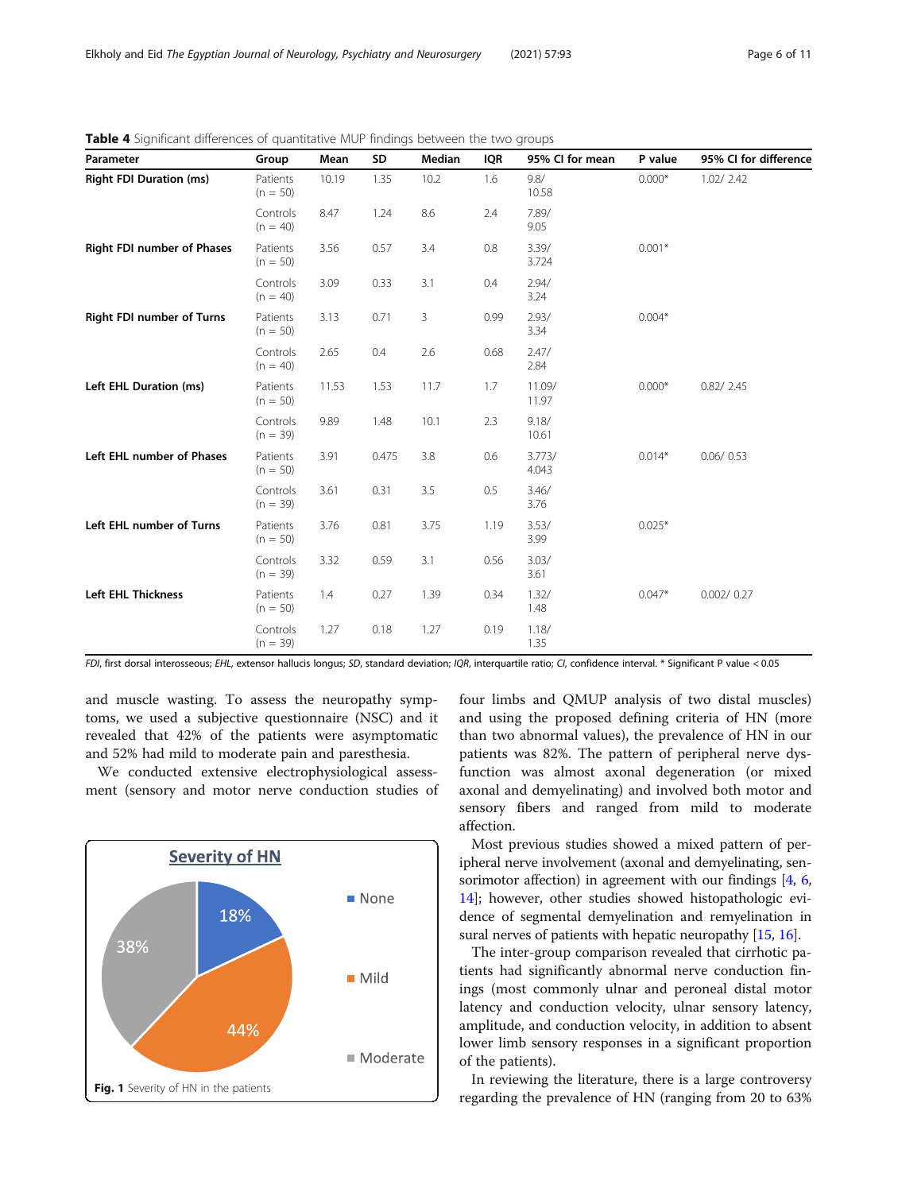**Table 4** Significant differences of quantitative MUP findings between the two groups

| Parameter | Group | Mean | SD | Median | IQR | 95% CI for mean | P value | 95% CI for difference |
|---|---|---|---|---|---|---|---|---|
| **Right FDI Duration (ms)** | Patients (n = 50) | 10.19 | 1.35 | 10.2 | 1.6 | 9.8/ 10.58 | 0.000* | 1.02/ 2.42 |
| | Controls (n = 40) | 8.47 | 1.24 | 8.6 | 2.4 | 7.89/ 9.05 | | |
| **Right FDI number of Phases** | Patients (n = 50) | 3.56 | 0.57 | 3.4 | 0.8 | 3.39/ 3.724 | 0.001* | |
| | Controls (n = 40) | 3.09 | 0.33 | 3.1 | 0.4 | 2.94/ 3.24 | | |
| **Right FDI number of Turns** | Patients (n = 50) | 3.13 | 0.71 | 3 | 0.99 | 2.93/ 3.34 | 0.004* | |
| | Controls (n = 40) | 2.65 | 0.4 | 2.6 | 0.68 | 2.47/ 2.84 | | |
| **Left EHL Duration (ms)** | Patients (n = 50) | 11.53 | 1.53 | 11.7 | 1.7 | 11.09/ 11.97 | 0.000* | 0.82/ 2.45 |
| | Controls (n = 39) | 9.89 | 1.48 | 10.1 | 2.3 | 9.18/ 10.61 | | |
| **Left EHL number of Phases** | Patients (n = 50) | 3.91 | 0.475 | 3.8 | 0.6 | 3.773/ 4.043 | 0.014* | 0.06/ 0.53 |
| | Controls (n = 39) | 3.61 | 0.31 | 3.5 | 0.5 | 3.46/ 3.76 | | |
| **Left EHL number of Turns** | Patients (n = 50) | 3.76 | 0.81 | 3.75 | 1.19 | 3.53/ 3.99 | 0.025* | |
| | Controls (n = 39) | 3.32 | 0.59 | 3.1 | 0.56 | 3.03/ 3.61 | | |
| **Left EHL Thickness** | Patients (n = 50) | 1.4 | 0.27 | 1.39 | 0.34 | 1.32/ 1.48 | 0.047* | 0.002/ 0.27 |
| | Controls (n = 39) | 1.27 | 0.18 | 1.27 | 0.19 | 1.18/ 1.35 | | |

*FDI*, first dorsal interosseous; *EHL*, extensor hallucis longus; *SD*, standard deviation; *IQR*, interquartile ratio; *CI*, confidence interval. * Significant P value < 0.05

and muscle wasting. To assess the neuropathy symptoms, we used a subjective questionnaire (NSC) and it revealed that 42% of the patients were asymptomatic and 52% had mild to moderate pain and paresthesia.

We conducted extensive electrophysiological assessment (sensory and motor nerve conduction studies of four limbs and QMUP analysis of two distal muscles) and using the proposed defining criteria of HN (more than two abnormal values), the prevalence of HN in our patients was 82%. The pattern of peripheral nerve dysfunction was almost axonal degeneration (or mixed axonal and demyelinating) and involved both motor and sensory fibers and ranged from mild to moderate affection.

Severity of HN

18%

44%

38%

None

Mild

Moderate

**Fig. 1** Severity of HN in the patients

Most previous studies showed a mixed pattern of peripheral nerve involvement (axonal and demyelinating, sensorimotor affection) in agreement with our findings [4, 6, 14]; however, other studies showed histopathologic evidence of segmental demyelination and remyelination in sural nerves of patients with hepatic neuropathy [15, 16].

The inter-group comparison revealed that cirrhotic patients had significantly abnormal nerve conduction findings (most commonly ulnar and peroneal distal motor latency and conduction velocity, ulnar sensory latency, amplitude, and conduction velocity, in addition to absent lower limb sensory responses in a significant proportion of the patients).

In reviewing the literature, there is a large controversy regarding the prevalence of HN (ranging from 20 to 63%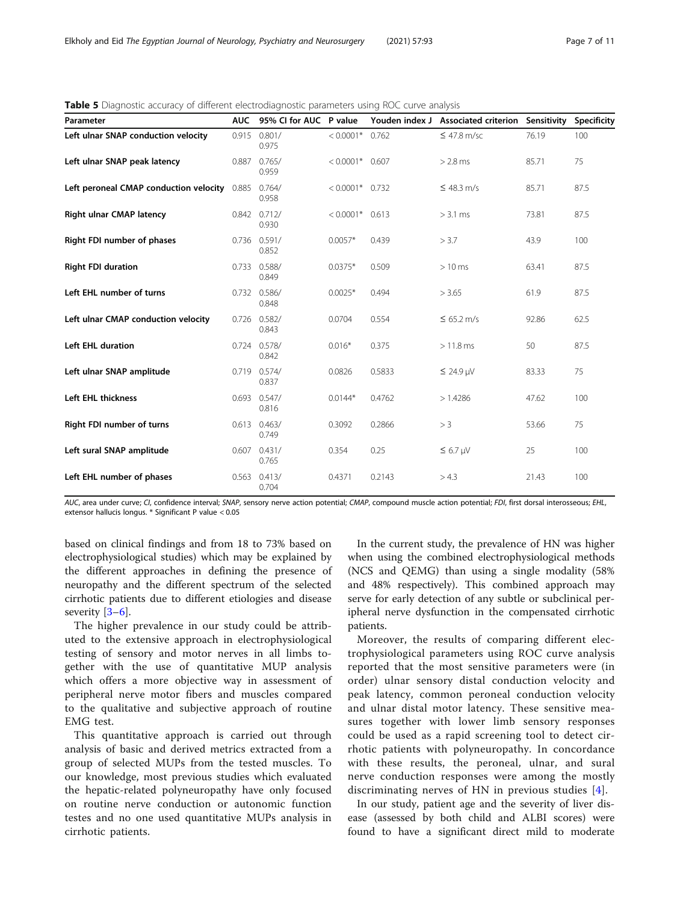**Table 5** Diagnostic accuracy of different electrodiagnostic parameters using ROC curve analysis

| Parameter | AUC | 95% CI for AUC | P value | Youden index J | Associated criterion | Sensitivity | Specificity |
|---|---|---|---|---|---|---|---|
| **Left ulnar SNAP conduction velocity** | 0.915 | 0.801/ 0.975 | < 0.0001* | 0.762 | ≤ 47.8 m/sc | 76.19 | 100 |
| **Left ulnar SNAP peak latency** | 0.887 | 0.765/ 0.959 | < 0.0001* | 0.607 | > 2.8 ms | 85.71 | 75 |
| **Left peroneal CMAP conduction velocity** | 0.885 | 0.764/ 0.958 | < 0.0001* | 0.732 | ≤ 48.3 m/s | 85.71 | 87.5 |
| **Right ulnar CMAP latency** | 0.842 | 0.712/ 0.930 | < 0.0001* | 0.613 | > 3.1 ms | 73.81 | 87.5 |
| **Right FDI number of phases** | 0.736 | 0.591/ 0.852 | 0.0057* | 0.439 | > 3.7 | 43.9 | 100 |
| **Right FDI duration** | 0.733 | 0.588/ 0.849 | 0.0375* | 0.509 | > 10 ms | 63.41 | 87.5 |
| **Left EHL number of turns** | 0.732 | 0.586/ 0.848 | 0.0025* | 0.494 | > 3.65 | 61.9 | 87.5 |
| **Left ulnar CMAP conduction velocity** | 0.726 | 0.582/ 0.843 | 0.0704 | 0.554 | ≤ 65.2 m/s | 92.86 | 62.5 |
| **Left EHL duration** | 0.724 | 0.578/ 0.842 | 0.016* | 0.375 | > 11.8 ms | 50 | 87.5 |
| **Left ulnar SNAP amplitude** | 0.719 | 0.574/ 0.837 | 0.0826 | 0.5833 | ≤ 24.9 μV | 83.33 | 75 |
| **Left EHL thickness** | 0.693 | 0.547/ 0.816 | 0.0144* | 0.4762 | > 1.4286 | 47.62 | 100 |
| **Right FDI number of turns** | 0.613 | 0.463/ 0.749 | 0.3092 | 0.2866 | > 3 | 53.66 | 75 |
| **Left sural SNAP amplitude** | 0.607 | 0.431/ 0.765 | 0.354 | 0.25 | ≤ 6.7 μV | 25 | 100 |
| **Left EHL number of phases** | 0.563 | 0.413/ 0.704 | 0.4371 | 0.2143 | > 4.3 | 21.43 | 100 |

*AUC*, area under curve; *CI*, confidence interval; *SNAP*, sensory nerve action potential; *CMAP*, compound muscle action potential; *FDI*, first dorsal interosseous; *EHL*, extensor hallucis longus. * Significant P value < 0.05

based on clinical findings and from 18 to 73% based on electrophysiological studies) which may be explained by the different approaches in defining the presence of neuropathy and the different spectrum of the selected cirrhotic patients due to different etiologies and disease severity [3–6].

The higher prevalence in our study could be attributed to the extensive approach in electrophysiological testing of sensory and motor nerves in all limbs together with the use of quantitative MUP analysis which offers a more objective way in assessment of peripheral nerve motor fibers and muscles compared to the qualitative and subjective approach of routine EMG test.

This quantitative approach is carried out through analysis of basic and derived metrics extracted from a group of selected MUPs from the tested muscles. To our knowledge, most previous studies which evaluated the hepatic-related polyneuropathy have only focused on routine nerve conduction or autonomic function testes and no one used quantitative MUPs analysis in cirrhotic patients.

In the current study, the prevalence of HN was higher when using the combined electrophysiological methods (NCS and QEMG) than using a single modality (58% and 48% respectively). This combined approach may serve for early detection of any subtle or subclinical peripheral nerve dysfunction in the compensated cirrhotic patients.

Moreover, the results of comparing different electrophysiological parameters using ROC curve analysis reported that the most sensitive parameters were (in order) ulnar sensory distal conduction velocity and peak latency, common peroneal conduction velocity and ulnar distal motor latency. These sensitive measures together with lower limb sensory responses could be used as a rapid screening tool to detect cirrhotic patients with polyneuropathy. In concordance with these results, the peroneal, ulnar, and sural nerve conduction responses were among the mostly discriminating nerves of HN in previous studies [4].

In our study, patient age and the severity of liver disease (assessed by both child and ALBI scores) were found to have a significant direct mild to moderate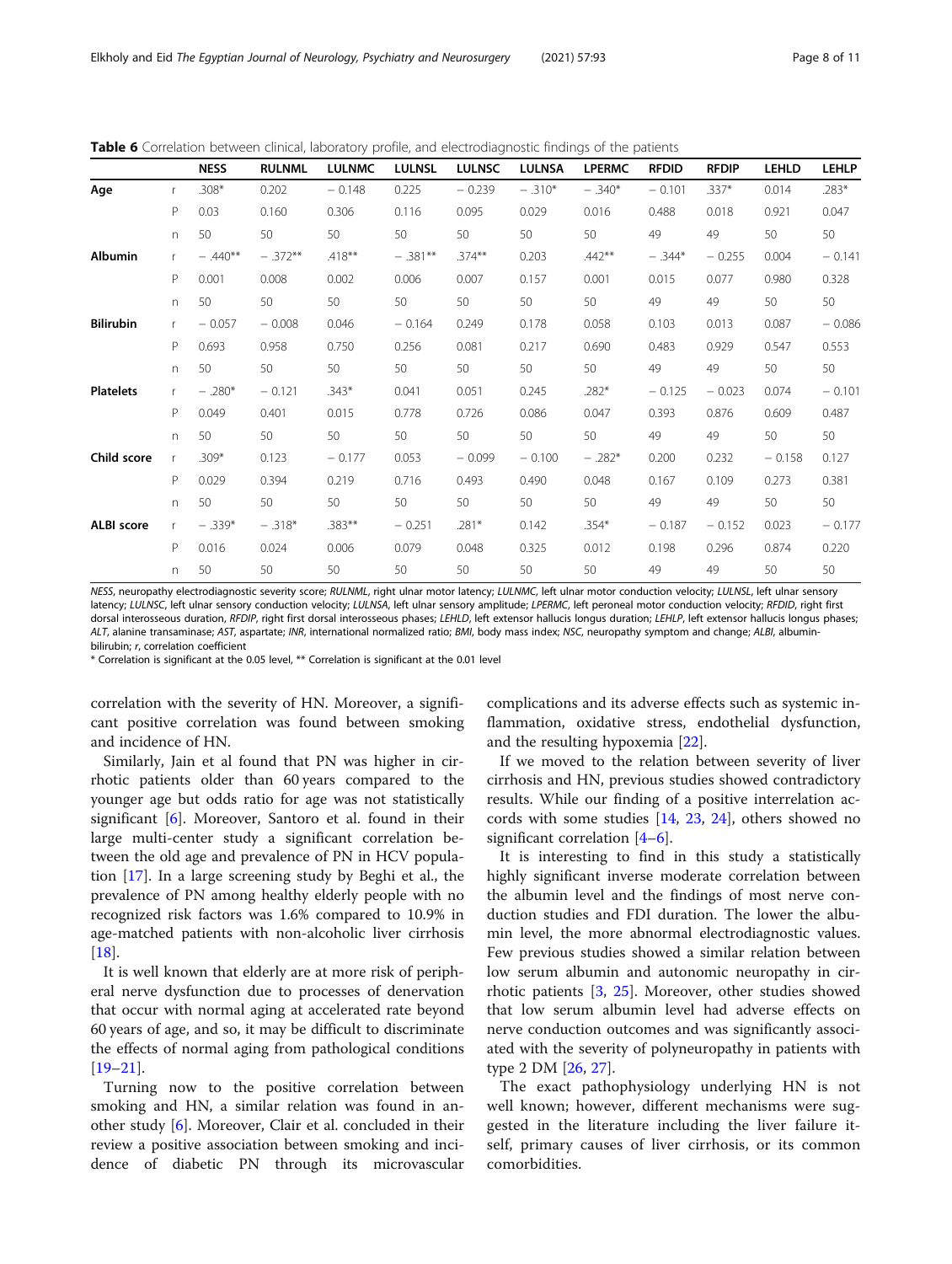**Table 6** Correlation between clinical, laboratory profile, and electrodiagnostic findings of the patients

| | | NESS | RULNML | LULNMC | LULNSL | LULNSC | LULNSA | LPERMC | RFDID | RFDIP | LEHLD | LEHLP |
|---|---|---|---|---|---|---|---|---|---|---|---|---|
| **Age** | r | .308* | 0.202 | − 0.148 | 0.225 | − 0.239 | − .310* | − .340* | − 0.101 | .337* | 0.014 | .283* |
| | P | 0.03 | 0.160 | 0.306 | 0.116 | 0.095 | 0.029 | 0.016 | 0.488 | 0.018 | 0.921 | 0.047 |
| | n | 50 | 50 | 50 | 50 | 50 | 50 | 50 | 49 | 49 | 50 | 50 |
| **Albumin** | r | − .440** | − .372** | .418** | − .381** | .374** | 0.203 | .442** | − .344* | − 0.255 | 0.004 | − 0.141 |
| | P | 0.001 | 0.008 | 0.002 | 0.006 | 0.007 | 0.157 | 0.001 | 0.015 | 0.077 | 0.980 | 0.328 |
| | n | 50 | 50 | 50 | 50 | 50 | 50 | 50 | 49 | 49 | 50 | 50 |
| **Bilirubin** | r | − 0.057 | − 0.008 | 0.046 | − 0.164 | 0.249 | 0.178 | 0.058 | 0.103 | 0.013 | 0.087 | − 0.086 |
| | P | 0.693 | 0.958 | 0.750 | 0.256 | 0.081 | 0.217 | 0.690 | 0.483 | 0.929 | 0.547 | 0.553 |
| | n | 50 | 50 | 50 | 50 | 50 | 50 | 50 | 49 | 49 | 50 | 50 |
| **Platelets** | r | − .280* | − 0.121 | .343* | 0.041 | 0.051 | 0.245 | .282* | − 0.125 | − 0.023 | 0.074 | − 0.101 |
| | P | 0.049 | 0.401 | 0.015 | 0.778 | 0.726 | 0.086 | 0.047 | 0.393 | 0.876 | 0.609 | 0.487 |
| | n | 50 | 50 | 50 | 50 | 50 | 50 | 50 | 49 | 49 | 50 | 50 |
| **Child score** | r | .309* | 0.123 | − 0.177 | 0.053 | − 0.099 | − 0.100 | − .282* | 0.200 | 0.232 | − 0.158 | 0.127 |
| | P | 0.029 | 0.394 | 0.219 | 0.716 | 0.493 | 0.490 | 0.048 | 0.167 | 0.109 | 0.273 | 0.381 |
| | n | 50 | 50 | 50 | 50 | 50 | 50 | 50 | 49 | 49 | 50 | 50 |
| **ALBI score** | r | − .339* | − .318* | .383** | − 0.251 | .281* | 0.142 | .354* | − 0.187 | − 0.152 | 0.023 | − 0.177 |
| | P | 0.016 | 0.024 | 0.006 | 0.079 | 0.048 | 0.325 | 0.012 | 0.198 | 0.296 | 0.874 | 0.220 |
| | n | 50 | 50 | 50 | 50 | 50 | 50 | 50 | 49 | 49 | 50 | 50 |

*NESS*, neuropathy electrodiagnostic severity score; *RULNML*, right ulnar motor latency; *LULNMC*, left ulnar motor conduction velocity; *LULNSL*, left ulnar sensory latency; *LULNSC*, left ulnar sensory conduction velocity; *LULNSA*, left ulnar sensory amplitude; *LPERMC*, left peroneal motor conduction velocity; *RFDID*, right first dorsal interosseous duration, *RFDIP*, right first dorsal interosseous phases; *LEHLD*, left extensor hallucis longus duration; *LEHLP*, left extensor hallucis longus phases; *ALT*, alanine transaminase; *AST*, aspartate; *INR*, international normalized ratio; *BMI*, body mass index; *NSC*, neuropathy symptom and change; *ALBI*, albumin-bilirubin; *r*, correlation coefficient

* Correlation is significant at the 0.05 level, ** Correlation is significant at the 0.01 level

correlation with the severity of HN. Moreover, a significant positive correlation was found between smoking and incidence of HN.

Similarly, Jain et al found that PN was higher in cirrhotic patients older than 60 years compared to the younger age but odds ratio for age was not statistically significant [6]. Moreover, Santoro et al. found in their large multi-center study a significant correlation between the old age and prevalence of PN in HCV population [17]. In a large screening study by Beghi et al., the prevalence of PN among healthy elderly people with no recognized risk factors was 1.6% compared to 10.9% in age-matched patients with non-alcoholic liver cirrhosis [18].

It is well known that elderly are at more risk of peripheral nerve dysfunction due to processes of denervation that occur with normal aging at accelerated rate beyond 60 years of age, and so, it may be difficult to discriminate the effects of normal aging from pathological conditions [19–21].

Turning now to the positive correlation between smoking and HN, a similar relation was found in another study [6]. Moreover, Clair et al. concluded in their review a positive association between smoking and incidence of diabetic PN through its microvascular complications and its adverse effects such as systemic inflammation, oxidative stress, endothelial dysfunction, and the resulting hypoxemia [22].

If we moved to the relation between severity of liver cirrhosis and HN, previous studies showed contradictory results. While our finding of a positive interrelation accords with some studies [14, 23, 24], others showed no significant correlation [4–6].

It is interesting to find in this study a statistically highly significant inverse moderate correlation between the albumin level and the findings of most nerve conduction studies and FDI duration. The lower the albumin level, the more abnormal electrodiagnostic values. Few previous studies showed a similar relation between low serum albumin and autonomic neuropathy in cirrhotic patients [3, 25]. Moreover, other studies showed that low serum albumin level had adverse effects on nerve conduction outcomes and was significantly associated with the severity of polyneuropathy in patients with type 2 DM [26, 27].

The exact pathophysiology underlying HN is not well known; however, different mechanisms were suggested in the literature including the liver failure itself, primary causes of liver cirrhosis, or its common comorbidities.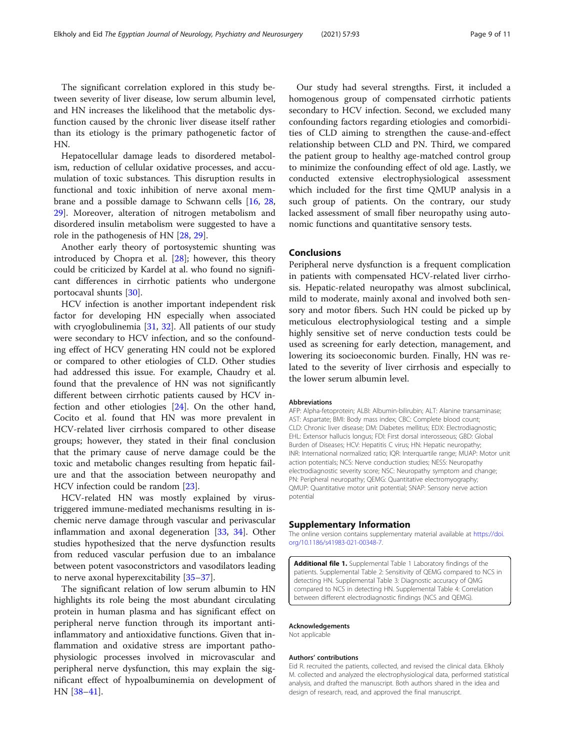The significant correlation explored in this study between severity of liver disease, low serum albumin level, and HN increases the likelihood that the metabolic dysfunction caused by the chronic liver disease itself rather than its etiology is the primary pathogenetic factor of HN.

Hepatocellular damage leads to disordered metabolism, reduction of cellular oxidative processes, and accumulation of toxic substances. This disruption results in functional and toxic inhibition of nerve axonal membrane and a possible damage to Schwann cells [16, 28, 29]. Moreover, alteration of nitrogen metabolism and disordered insulin metabolism were suggested to have a role in the pathogenesis of HN [28, 29].

Another early theory of portosystemic shunting was introduced by Chopra et al. [28]; however, this theory could be criticized by Kardel at al. who found no significant differences in cirrhotic patients who undergone portocaval shunts [30].

HCV infection is another important independent risk factor for developing HN especially when associated with cryoglobulinemia [31, 32]. All patients of our study were secondary to HCV infection, and so the confounding effect of HCV generating HN could not be explored or compared to other etiologies of CLD. Other studies had addressed this issue. For example, Chaudry et al. found that the prevalence of HN was not significantly different between cirrhotic patients caused by HCV infection and other etiologies [24]. On the other hand, Cocito et al. found that HN was more prevalent in HCV-related liver cirrhosis compared to other disease groups; however, they stated in their final conclusion that the primary cause of nerve damage could be the toxic and metabolic changes resulting from hepatic failure and that the association between neuropathy and HCV infection could be random [23].

HCV-related HN was mostly explained by virus-triggered immune-mediated mechanisms resulting in ischemic nerve damage through vascular and perivascular inflammation and axonal degeneration [33, 34]. Other studies hypothesized that the nerve dysfunction results from reduced vascular perfusion due to an imbalance between potent vasoconstrictors and vasodilators leading to nerve axonal hyperexcitability [35–37].

The significant relation of low serum albumin to HN highlights its role being the most abundant circulating protein in human plasma and has significant effect on peripheral nerve function through its important anti-inflammatory and antioxidative functions. Given that inflammation and oxidative stress are important pathophysiologic processes involved in microvascular and peripheral nerve dysfunction, this may explain the significant effect of hypoalbuminemia on development of HN [38–41].

Our study had several strengths. First, it included a homogenous group of compensated cirrhotic patients secondary to HCV infection. Second, we excluded many confounding factors regarding etiologies and comorbidities of CLD aiming to strengthen the cause-and-effect relationship between CLD and PN. Third, we compared the patient group to healthy age-matched control group to minimize the confounding effect of old age. Lastly, we conducted extensive electrophysiological assessment which included for the first time QMUP analysis in a such group of patients. On the contrary, our study lacked assessment of small fiber neuropathy using autonomic functions and quantitative sensory tests.

## Conclusions

Peripheral nerve dysfunction is a frequent complication in patients with compensated HCV-related liver cirrhosis. Hepatic-related neuropathy was almost subclinical, mild to moderate, mainly axonal and involved both sensory and motor fibers. Such HN could be picked up by meticulous electrophysiological testing and a simple highly sensitive set of nerve conduction tests could be used as screening for early detection, management, and lowering its socioeconomic burden. Finally, HN was related to the severity of liver cirrhosis and especially to the lower serum albumin level.

#### Abbreviations

AFP: Alpha-fetoprotein; ALBI: Albumin-bilirubin; ALT: Alanine transaminase; AST: Aspartate; BMI: Body mass index; CBC: Complete blood count; CLD: Chronic liver disease; DM: Diabetes mellitus; EDX: Electrodiagnostic; EHL: Extensor hallucis longus; FDI: First dorsal interosseous; GBD: Global Burden of Diseases; HCV: Hepatitis C virus; HN: Hepatic neuropathy; INR: International normalized ratio; IQR: Interquartile range; MUAP: Motor unit action potentials; NCS: Nerve conduction studies; NESS: Neuropathy electrodiagnostic severity score; NSC: Neuropathy symptom and change; PN: Peripheral neuropathy; QEMG: Quantitative electromyography; QMUP: Quantitative motor unit potential; SNAP: Sensory nerve action potential

## Supplementary Information

The online version contains supplementary material available at https://doi.org/10.1186/s41983-021-00348-7.

**Additional file 1.** Supplemental Table 1 Laboratory findings of the patients. Supplemental Table 2: Sensitivity of QEMG compared to NCS in detecting HN. Supplemental Table 3: Diagnostic accuracy of QMG compared to NCS in detecting HN. Supplemental Table 4: Correlation between different electrodiagnostic findings (NCS and QEMG).

#### Acknowledgements

Not applicable

#### Authors' contributions

Eid R. recruited the patients, collected, and revised the clinical data. Elkholy M. collected and analyzed the electrophysiological data, performed statistical analysis, and drafted the manuscript. Both authors shared in the idea and design of research, read, and approved the final manuscript.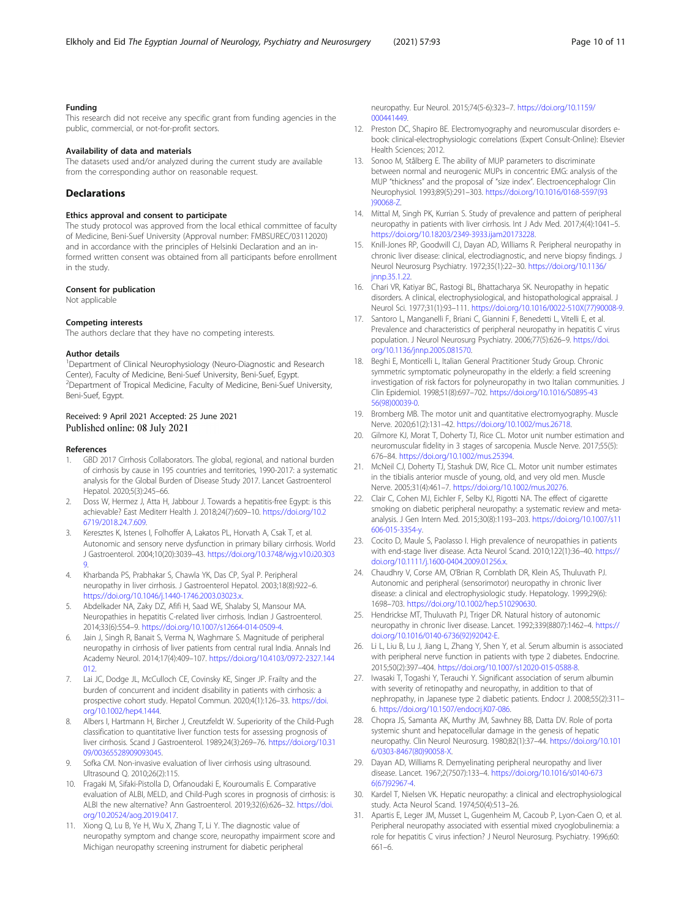### Funding

This research did not receive any specific grant from funding agencies in the public, commercial, or not-for-profit sectors.

### Availability of data and materials

The datasets used and/or analyzed during the current study are available from the corresponding author on reasonable request.

## Declarations

### Ethics approval and consent to participate

The study protocol was approved from the local ethical committee of faculty of Medicine, Beni-Suef University (Approval number: FMBSUREC/03112020) and in accordance with the principles of Helsinki Declaration and an informed written consent was obtained from all participants before enrollment in the study.

### Consent for publication

Not applicable

### Competing interests

The authors declare that they have no competing interests.

### Author details

[1]Department of Clinical Neurophysiology (Neuro-Diagnostic and Research Center), Faculty of Medicine, Beni-Suef University, Beni-Suef, Egypt. [2]Department of Tropical Medicine, Faculty of Medicine, Beni-Suef University, Beni-Suef, Egypt.

Received: 9 April 2021 Accepted: 25 June 2021
Published online: 08 July 2021

### References

1. GBD 2017 Cirrhosis Collaborators. The global, regional, and national burden of cirrhosis by cause in 195 countries and territories, 1990-2017: a systematic analysis for the Global Burden of Disease Study 2017. Lancet Gastroenterol Hepatol. 2020;5(3):245–66.
2. Doss W, Hermez J, Atta H, Jabbour J. Towards a hepatitis-free Egypt: is this achievable? East Mediterr Health J. 2018;24(7):609–10. https://doi.org/10.26719/2018.24.7.609.
3. Keresztes K, Istenes I, Folhoffer A, Lakatos PL, Horvath A, Csak T, et al. Autonomic and sensory nerve dysfunction in primary biliary cirrhosis. World J Gastroenterol. 2004;10(20):3039–43. https://doi.org/10.3748/wjg.v10.i20.3039.
4. Kharbanda PS, Prabhakar S, Chawla YK, Das CP, Syal P. Peripheral neuropathy in liver cirrhosis. J Gastroenterol Hepatol. 2003;18(8):922–6. https://doi.org/10.1046/j.1440-1746.2003.03023.x.
5. Abdelkader NA, Zaky DZ, Afifi H, Saad WE, Shalaby SI, Mansour MA. Neuropathies in hepatitis C-related liver cirrhosis. Indian J Gastroenterol. 2014;33(6):554–9. https://doi.org/10.1007/s12664-014-0509-4.
6. Jain J, Singh R, Banait S, Verma N, Waghmare S. Magnitude of peripheral neuropathy in cirrhosis of liver patients from central rural India. Annals Ind Academy Neurol. 2014;17(4):409–107. https://doi.org/10.4103/0972-2327.144012.
7. Lai JC, Dodge JL, McCulloch CE, Covinsky KE, Singer JP. Frailty and the burden of concurrent and incident disability in patients with cirrhosis: a prospective cohort study. Hepatol Commun. 2020;4(1):126–33. https://doi.org/10.1002/hep4.1444.
8. Albers I, Hartmann H, Bircher J, Creutzfeldt W. Superiority of the Child-Pugh classification to quantitative liver function tests for assessing prognosis of liver cirrhosis. Scand J Gastroenterol. 1989;24(3):269–76. https://doi.org/10.3109/00365528909093045.
9. Sofka CM. Non-invasive evaluation of liver cirrhosis using ultrasound. Ultrasound Q. 2010;26(2):115.
10. Fragaki M, Sifaki-Pistolla D, Orfanoudaki E, Kouroumalis E. Comparative evaluation of ALBI, MELD, and Child-Pugh scores in prognosis of cirrhosis: is ALBI the new alternative? Ann Gastroenterol. 2019;32(6):626–32. https://doi.org/10.20524/aog.2019.0417.
11. Xiong Q, Lu B, Ye H, Wu X, Zhang T, Li Y. The diagnostic value of neuropathy symptom and change score, neuropathy impairment score and Michigan neuropathy screening instrument for diabetic peripheral neuropathy. Eur Neurol. 2015;74(5-6):323–7. https://doi.org/10.1159/000441449.
12. Preston DC, Shapiro BE. Electromyography and neuromuscular disorders e-book: clinical-electrophysiologic correlations (Expert Consult-Online): Elsevier Health Sciences; 2012.
13. Sonoo M, Stålberg E. The ability of MUP parameters to discriminate between normal and neurogenic MUPs in concentric EMG: analysis of the MUP "thickness" and the proposal of "size index". Electroencephalogr Clin Neurophysiol. 1993;89(5):291–303. https://doi.org/10.1016/0168-5597(93)90068-Z.
14. Mittal M, Singh PK, Kurrian S. Study of prevalence and pattern of peripheral neuropathy in patients with liver cirrhosis. Int J Adv Med. 2017;4(4):1041–5. https://doi.org/10.18203/2349-3933.ijam20173228.
15. Knill-Jones RP, Goodwill CJ, Dayan AD, Williams R. Peripheral neuropathy in chronic liver disease: clinical, electrodiagnostic, and nerve biopsy findings. J Neurol Neurosurg Psychiatry. 1972;35(1):22–30. https://doi.org/10.1136/jnnp.35.1.22.
16. Chari VR, Katiyar BC, Rastogi BL, Bhattacharya SK. Neuropathy in hepatic disorders. A clinical, electrophysiological, and histopathological appraisal. J Neurol Sci. 1977;31(1):93–111. https://doi.org/10.1016/0022-510X(77)90008-9.
17. Santoro L, Manganelli F, Briani C, Giannini F, Benedetti L, Vitelli E, et al. Prevalence and characteristics of peripheral neuropathy in hepatitis C virus population. J Neurol Neurosurg Psychiatry. 2006;77(5):626–9. https://doi.org/10.1136/jnnp.2005.081570.
18. Beghi E, Monticelli L, Italian General Practitioner Study Group. Chronic symmetric symptomatic polyneuropathy in the elderly: a field screening investigation of risk factors for polyneuropathy in two Italian communities. J Clin Epidemiol. 1998;51(8):697–702. https://doi.org/10.1016/S0895-4356(98)00039-0.
19. Bromberg MB. The motor unit and quantitative electromyography. Muscle Nerve. 2020;61(2):131–42. https://doi.org/10.1002/mus.26718.
20. Gilmore KJ, Morat T, Doherty TJ, Rice CL. Motor unit number estimation and neuromuscular fidelity in 3 stages of sarcopenia. Muscle Nerve. 2017;55(5):676–84. https://doi.org/10.1002/mus.25394.
21. McNeil CJ, Doherty TJ, Stashuk DW, Rice CL. Motor unit number estimates in the tibialis anterior muscle of young, old, and very old men. Muscle Nerve. 2005;31(4):461–7. https://doi.org/10.1002/mus.20276.
22. Clair C, Cohen MJ, Eichler F, Selby KJ, Rigotti NA. The effect of cigarette smoking on diabetic peripheral neuropathy: a systematic review and meta-analysis. J Gen Intern Med. 2015;30(8):1193–203. https://doi.org/10.1007/s11606-015-3354-y.
23. Cocito D, Maule S, Paolasso I. High prevalence of neuropathies in patients with end-stage liver disease. Acta Neurol Scand. 2010;122(1):36–40. https://doi.org/10.1111/j.1600-0404.2009.01256.x.
24. Chaudhry V, Corse AM, O'Brian R, Cornblath DR, Klein AS, Thuluvath PJ. Autonomic and peripheral (sensorimotor) neuropathy in chronic liver disease: a clinical and electrophysiologic study. Hepatology. 1999;29(6):1698–703. https://doi.org/10.1002/hep.510290630.
25. Hendrickse MT, Thuluvath PJ, Triger DR. Natural history of autonomic neuropathy in chronic liver disease. Lancet. 1992;339(8807):1462–4. https://doi.org/10.1016/0140-6736(92)92042-E.
26. Li L, Liu B, Lu J, Jiang L, Zhang Y, Shen Y, et al. Serum albumin is associated with peripheral nerve function in patients with type 2 diabetes. Endocrine. 2015;50(2):397–404. https://doi.org/10.1007/s12020-015-0588-8.
27. Iwasaki T, Togashi Y, Terauchi Y. Significant association of serum albumin with severity of retinopathy and neuropathy, in addition to that of nephropathy, in Japanese type 2 diabetic patients. Endocr J. 2008;55(2):311–6. https://doi.org/10.1507/endocrj.K07-086.
28. Chopra JS, Samanta AK, Murthy JM, Sawhney BB, Datta DV. Role of porta systemic shunt and hepatocellular damage in the genesis of hepatic neuropathy. Clin Neurol Neurosurg. 1980;82(1):37–44. https://doi.org/10.1016/0303-8467(80)90058-X.
29. Dayan AD, Williams R. Demyelinating peripheral neuropathy and liver disease. Lancet. 1967;2(7507):133–4. https://doi.org/10.1016/s0140-6736(67)92967-4.
30. Kardel T, Nielsen VK. Hepatic neuropathy: a clinical and electrophysiological study. Acta Neurol Scand. 1974;50(4):513–26.
31. Apartis E, Leger JM, Musset L, Gugenheim M, Cacoub P, Lyon-Caen O, et al. Peripheral neuropathy associated with essential mixed cryoglobulinemia: a role for hepatitis C virus infection? J Neurol Neurosurg. Psychiatry. 1996;60:661–6.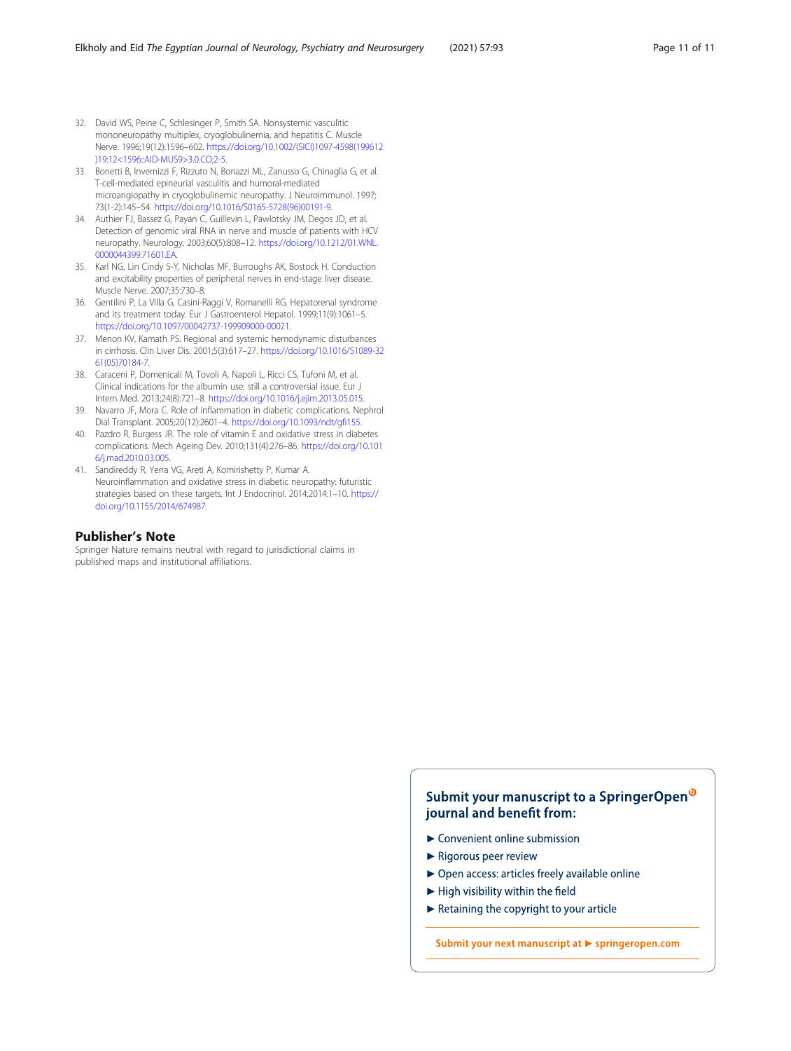32. David WS, Peine C, Schlesinger P, Smith SA. Nonsystemic vasculitic mononeuropathy multiplex, cryoglobulinemia, and hepatitis C. Muscle Nerve. 1996;19(12):1596–602. https://doi.org/10.1002/(SICI)1097-4598(199612)19:12<1596::AID-MUS9>3.0.CO;2-5.
33. Bonetti B, Invernizzi F, Rizzuto N, Bonazzi ML, Zanusso G, Chinaglia G, et al. T-cell-mediated epineurial vasculitis and humoral-mediated microangiopathy in cryoglobulinemic neuropathy. J Neuroimmunol. 1997;73(1-2):145–54. https://doi.org/10.1016/S0165-5728(96)00191-9.
34. Authier FJ, Bassez G, Payan C, Guillevin L, Pawlotsky JM, Degos JD, et al. Detection of genomic viral RNA in nerve and muscle of patients with HCV neuropathy. Neurology. 2003;60(5):808–12. https://doi.org/10.1212/01.WNL.0000044399.71601.EA.
35. Karl NG, Lin Cindy S-Y, Nicholas MF, Burroughs AK, Bostock H. Conduction and excitability properties of peripheral nerves in end-stage liver disease. Muscle Nerve. 2007;35:730–8.
36. Gentilini P, La Villa G, Casini-Raggi V, Romanelli RG. Hepatorenal syndrome and its treatment today. Eur J Gastroenterol Hepatol. 1999;11(9):1061–5. https://doi.org/10.1097/00042737-199909000-00021.
37. Menon KV, Kamath PS. Regional and systemic hemodynamic disturbances in cirrhosis. Clin Liver Dis. 2001;5(3):617–27. https://doi.org/10.1016/S1089-3261(05)70184-7.
38. Caraceni P, Domenicali M, Tovoli A, Napoli L, Ricci CS, Tufoni M, et al. Clinical indications for the albumin use: still a controversial issue. Eur J Intern Med. 2013;24(8):721–8. https://doi.org/10.1016/j.ejim.2013.05.015.
39. Navarro JF, Mora C. Role of inflammation in diabetic complications. Nephrol Dial Transplant. 2005;20(12):2601–4. https://doi.org/10.1093/ndt/gfi155.
40. Pazdro R, Burgess JR. The role of vitamin E and oxidative stress in diabetes complications. Mech Ageing Dev. 2010;131(4):276–86. https://doi.org/10.1016/j.mad.2010.03.005.
41. Sandireddy R, Yerra VG, Areti A, Komirishetty P, Kumar A. Neuroinflammation and oxidative stress in diabetic neuropathy: futuristic strategies based on these targets. Int J Endocrinol. 2014;2014:1–10. https://doi.org/10.1155/2014/674987.

## Publisher's Note

Springer Nature remains neutral with regard to jurisdictional claims in published maps and institutional affiliations.

**Submit your manuscript to a SpringerOpen journal and benefit from:**

- ► Convenient online submission
- ► Rigorous peer review
- ► Open access: articles freely available online
- ► High visibility within the field
- ► Retaining the copyright to your article

**Submit your next manuscript at ► springeropen.com**